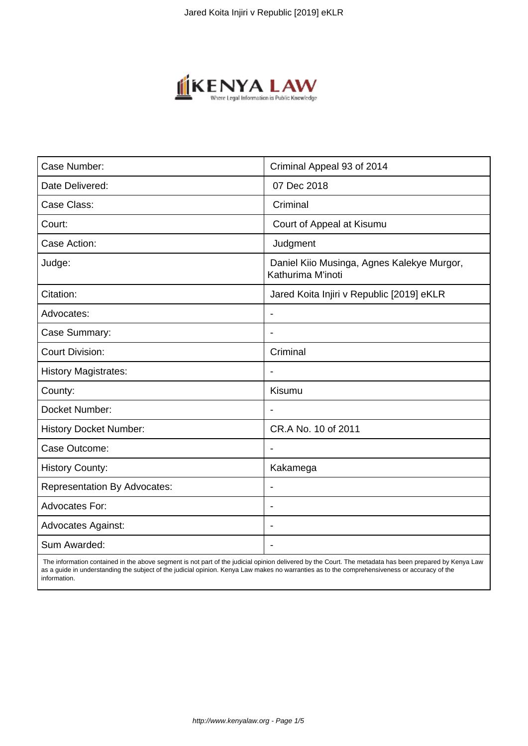| Case Number: | Criminal Appeal 93 of 2014 |
| --- | --- |
| Date Delivered: | 07 Dec 2018 |
| Case Class: | Criminal |
| Court: | Court of Appeal at Kisumu |
| Case Action: | Judgment |
| Judge: | Daniel Kiio Musinga, Agnes Kalekye Murgor, Kathurima M'inoti |
| Citation: | Jared Koita Injiri v Republic [2019] eKLR |
| Advocates: | - |
| Case Summary: | - |
| Court Division: | Criminal |
| History Magistrates: | - |
| County: | Kisumu |
| Docket Number: | - |
| History Docket Number: | CR.A No. 10 of 2011 |
| Case Outcome: | - |
| History County: | Kakamega |
| Representation By Advocates: | - |
| Advocates For: | - |
| Advocates Against: | - |
| Sum Awarded: | - |

The information contained in the above segment is not part of the judicial opinion delivered by the Court. The metadata has been prepared by Kenya Law as a guide in understanding the subject of the judicial opinion. Kenya Law makes no warranties as to the comprehensiveness or accuracy of the information.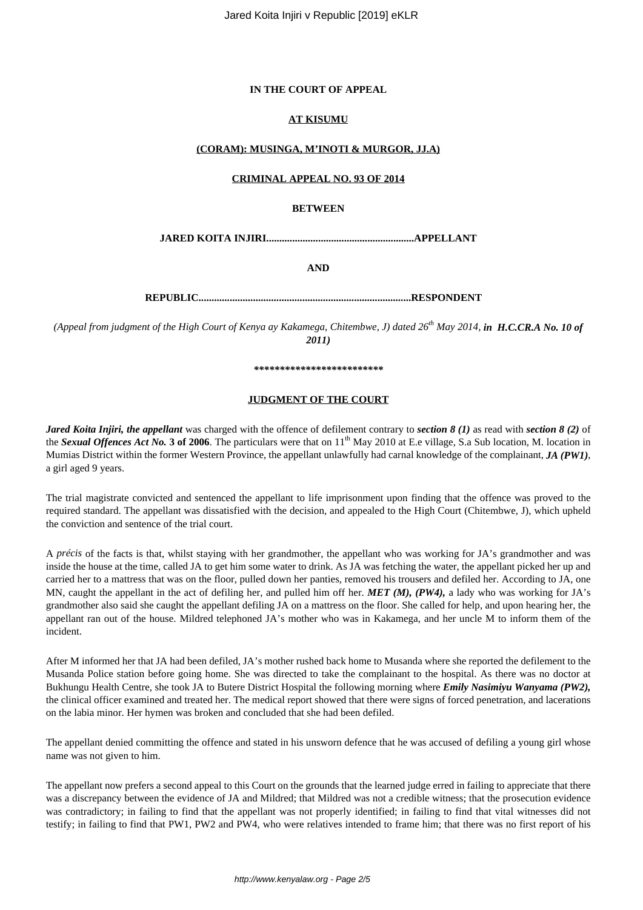**IN THE COURT OF APPEAL**

**AT KISUMU**

**(CORAM): MUSINGA, M'INOTI & MURGOR, JJ.A)**

**CRIMINAL APPEAL NO. 93 OF 2014**

**BETWEEN**

**JARED KOITA INJIRI........................................................APPELLANT**

**AND**

**REPUBLIC.................................................................................RESPONDENT**

*(Appeal from judgment of the High Court of Kenya ay Kakamega, Chitembwe, J) dated 26th May 2014, **in H.C.CR.A No. 10 of 2011)***

**************************

**JUDGMENT OF THE COURT**

***Jared Koita Injiri, the appellant*** was charged with the offence of defilement contrary to ***section 8 (1)*** as read with ***section 8 (2)*** of the ***Sexual Offences Act No.* 3 of 2006**. The particulars were that on 11th May 2010 at E.e village, S.a Sub location, M. location in Mumias District within the former Western Province, the appellant unlawfully had carnal knowledge of the complainant, ***JA (PW1)***, a girl aged 9 years.

The trial magistrate convicted and sentenced the appellant to life imprisonment upon finding that the offence was proved to the required standard. The appellant was dissatisfied with the decision, and appealed to the High Court (Chitembwe, J), which upheld the conviction and sentence of the trial court.

A *précis* of the facts is that, whilst staying with her grandmother, the appellant who was working for JA's grandmother and was inside the house at the time, called JA to get him some water to drink. As JA was fetching the water, the appellant picked her up and carried her to a mattress that was on the floor, pulled down her panties, removed his trousers and defiled her. According to JA, one MN, caught the appellant in the act of defiling her, and pulled him off her. ***MET (M), (PW4),*** a lady who was working for JA's grandmother also said she caught the appellant defiling JA on a mattress on the floor. She called for help, and upon hearing her, the appellant ran out of the house. Mildred telephoned JA's mother who was in Kakamega, and her uncle M to inform them of the incident.

After M informed her that JA had been defiled, JA's mother rushed back home to Musanda where she reported the defilement to the Musanda Police station before going home. She was directed to take the complainant to the hospital. As there was no doctor at Bukhungu Health Centre, she took JA to Butere District Hospital the following morning where ***Emily Nasimiyu Wanyama (PW2),*** the clinical officer examined and treated her. The medical report showed that there were signs of forced penetration, and lacerations on the labia minor. Her hymen was broken and concluded that she had been defiled.

The appellant denied committing the offence and stated in his unsworn defence that he was accused of defiling a young girl whose name was not given to him.

The appellant now prefers a second appeal to this Court on the grounds that the learned judge erred in failing to appreciate that there was a discrepancy between the evidence of JA and Mildred; that Mildred was not a credible witness; that the prosecution evidence was contradictory; in failing to find that the appellant was not properly identified; in failing to find that vital witnesses did not testify; in failing to find that PW1, PW2 and PW4, who were relatives intended to frame him; that there was no first report of his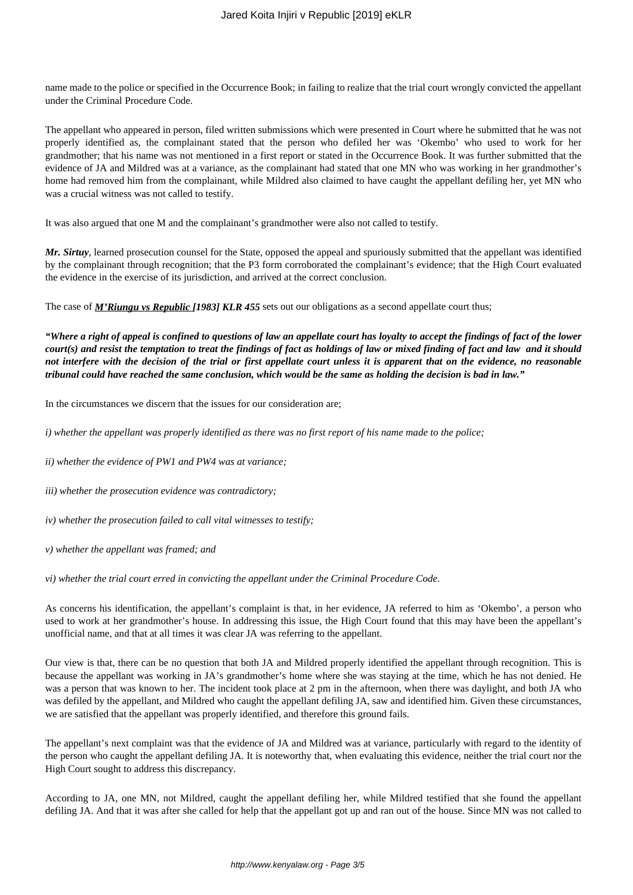name made to the police or specified in the Occurrence Book; in failing to realize that the trial court wrongly convicted the appellant under the Criminal Procedure Code.

The appellant who appeared in person, filed written submissions which were presented in Court where he submitted that he was not properly identified as, the complainant stated that the person who defiled her was 'Okembo' who used to work for her grandmother; that his name was not mentioned in a first report or stated in the Occurrence Book. It was further submitted that the evidence of JA and Mildred was at a variance, as the complainant had stated that one MN who was working in her grandmother's home had removed him from the complainant, while Mildred also claimed to have caught the appellant defiling her, yet MN who was a crucial witness was not called to testify.

It was also argued that one M and the complainant's grandmother were also not called to testify.

***Mr. Sirtuy***, learned prosecution counsel for the State, opposed the appeal and spuriously submitted that the appellant was identified by the complainant through recognition; that the P3 form corroborated the complainant's evidence; that the High Court evaluated the evidence in the exercise of its jurisdiction, and arrived at the correct conclusion.

The case of ***M'Riungu vs Republic [1983] KLR 455*** sets out our obligations as a second appellate court thus;

***"Where a right of appeal is confined to questions of law an appellate court has loyalty to accept the findings of fact of the lower court(s) and resist the temptation to treat the findings of fact as holdings of law or mixed finding of fact and law and it should not interfere with the decision of the trial or first appellate court unless it is apparent that on the evidence, no reasonable tribunal could have reached the same conclusion, which would be the same as holding the decision is bad in law."***

In the circumstances we discern that the issues for our consideration are;

*i) whether the appellant was properly identified as there was no first report of his name made to the police;*

*ii) whether the evidence of PW1 and PW4 was at variance;*

*iii) whether the prosecution evidence was contradictory;*

*iv) whether the prosecution failed to call vital witnesses to testify;*

*v) whether the appellant was framed; and*

*vi) whether the trial court erred in convicting the appellant under the Criminal Procedure Code.*

As concerns his identification, the appellant's complaint is that, in her evidence, JA referred to him as 'Okembo', a person who used to work at her grandmother's house. In addressing this issue, the High Court found that this may have been the appellant's unofficial name, and that at all times it was clear JA was referring to the appellant.

Our view is that, there can be no question that both JA and Mildred properly identified the appellant through recognition. This is because the appellant was working in JA's grandmother's home where she was staying at the time, which he has not denied. He was a person that was known to her. The incident took place at 2 pm in the afternoon, when there was daylight, and both JA who was defiled by the appellant, and Mildred who caught the appellant defiling JA, saw and identified him. Given these circumstances, we are satisfied that the appellant was properly identified, and therefore this ground fails.

The appellant's next complaint was that the evidence of JA and Mildred was at variance, particularly with regard to the identity of the person who caught the appellant defiling JA. It is noteworthy that, when evaluating this evidence, neither the trial court nor the High Court sought to address this discrepancy.

According to JA, one MN, not Mildred, caught the appellant defiling her, while Mildred testified that she found the appellant defiling JA. And that it was after she called for help that the appellant got up and ran out of the house. Since MN was not called to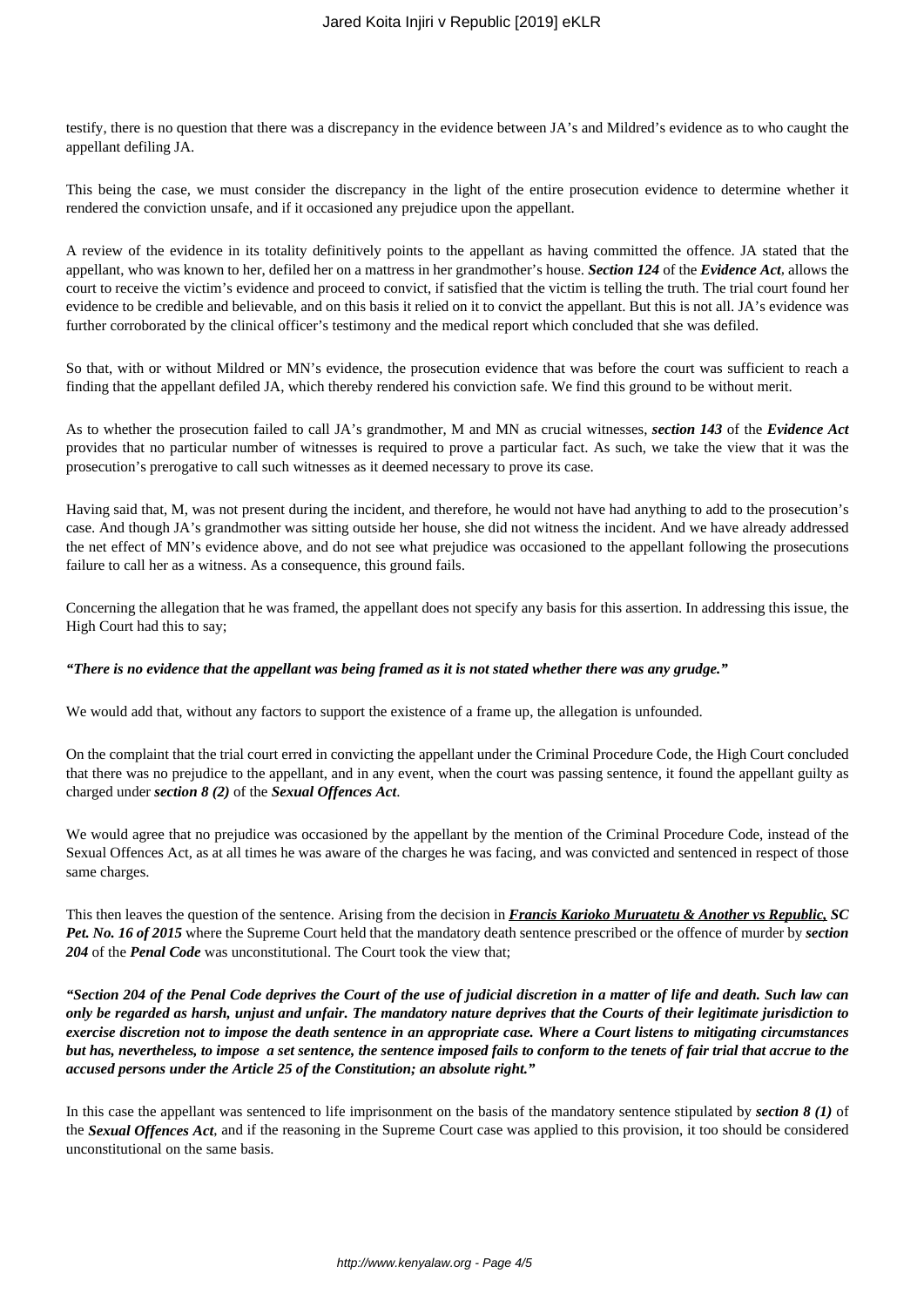testify, there is no question that there was a discrepancy in the evidence between JA's and Mildred's evidence as to who caught the appellant defiling JA.

This being the case, we must consider the discrepancy in the light of the entire prosecution evidence to determine whether it rendered the conviction unsafe, and if it occasioned any prejudice upon the appellant.

A review of the evidence in its totality definitively points to the appellant as having committed the offence. JA stated that the appellant, who was known to her, defiled her on a mattress in her grandmother's house. ***Section 124*** of the ***Evidence Act***, allows the court to receive the victim's evidence and proceed to convict, if satisfied that the victim is telling the truth. The trial court found her evidence to be credible and believable, and on this basis it relied on it to convict the appellant. But this is not all. JA's evidence was further corroborated by the clinical officer's testimony and the medical report which concluded that she was defiled.

So that, with or without Mildred or MN's evidence, the prosecution evidence that was before the court was sufficient to reach a finding that the appellant defiled JA, which thereby rendered his conviction safe. We find this ground to be without merit.

As to whether the prosecution failed to call JA's grandmother, M and MN as crucial witnesses, ***section 143*** of the ***Evidence Act*** provides that no particular number of witnesses is required to prove a particular fact. As such, we take the view that it was the prosecution's prerogative to call such witnesses as it deemed necessary to prove its case.

Having said that, M, was not present during the incident, and therefore, he would not have had anything to add to the prosecution's case. And though JA's grandmother was sitting outside her house, she did not witness the incident. And we have already addressed the net effect of MN's evidence above, and do not see what prejudice was occasioned to the appellant following the prosecutions failure to call her as a witness. As a consequence, this ground fails.

Concerning the allegation that he was framed, the appellant does not specify any basis for this assertion. In addressing this issue, the High Court had this to say;

***"There is no evidence that the appellant was being framed as it is not stated whether there was any grudge."***

We would add that, without any factors to support the existence of a frame up, the allegation is unfounded.

On the complaint that the trial court erred in convicting the appellant under the Criminal Procedure Code, the High Court concluded that there was no prejudice to the appellant, and in any event, when the court was passing sentence, it found the appellant guilty as charged under ***section 8 (2)*** of the ***Sexual Offences Act***.

We would agree that no prejudice was occasioned by the appellant by the mention of the Criminal Procedure Code, instead of the Sexual Offences Act, as at all times he was aware of the charges he was facing, and was convicted and sentenced in respect of those same charges.

This then leaves the question of the sentence. Arising from the decision in ***Francis Karioko Muruatetu & Another vs Republic, SC Pet. No. 16 of 2015*** where the Supreme Court held that the mandatory death sentence prescribed or the offence of murder by ***section 204*** of the ***Penal Code*** was unconstitutional. The Court took the view that;

***"Section 204 of the Penal Code deprives the Court of the use of judicial discretion in a matter of life and death. Such law can only be regarded as harsh, unjust and unfair. The mandatory nature deprives that the Courts of their legitimate jurisdiction to exercise discretion not to impose the death sentence in an appropriate case. Where a Court listens to mitigating circumstances but has, nevertheless, to impose a set sentence, the sentence imposed fails to conform to the tenets of fair trial that accrue to the accused persons under the Article 25 of the Constitution; an absolute right."***

In this case the appellant was sentenced to life imprisonment on the basis of the mandatory sentence stipulated by ***section 8 (1)*** of the ***Sexual Offences Act***, and if the reasoning in the Supreme Court case was applied to this provision, it too should be considered unconstitutional on the same basis.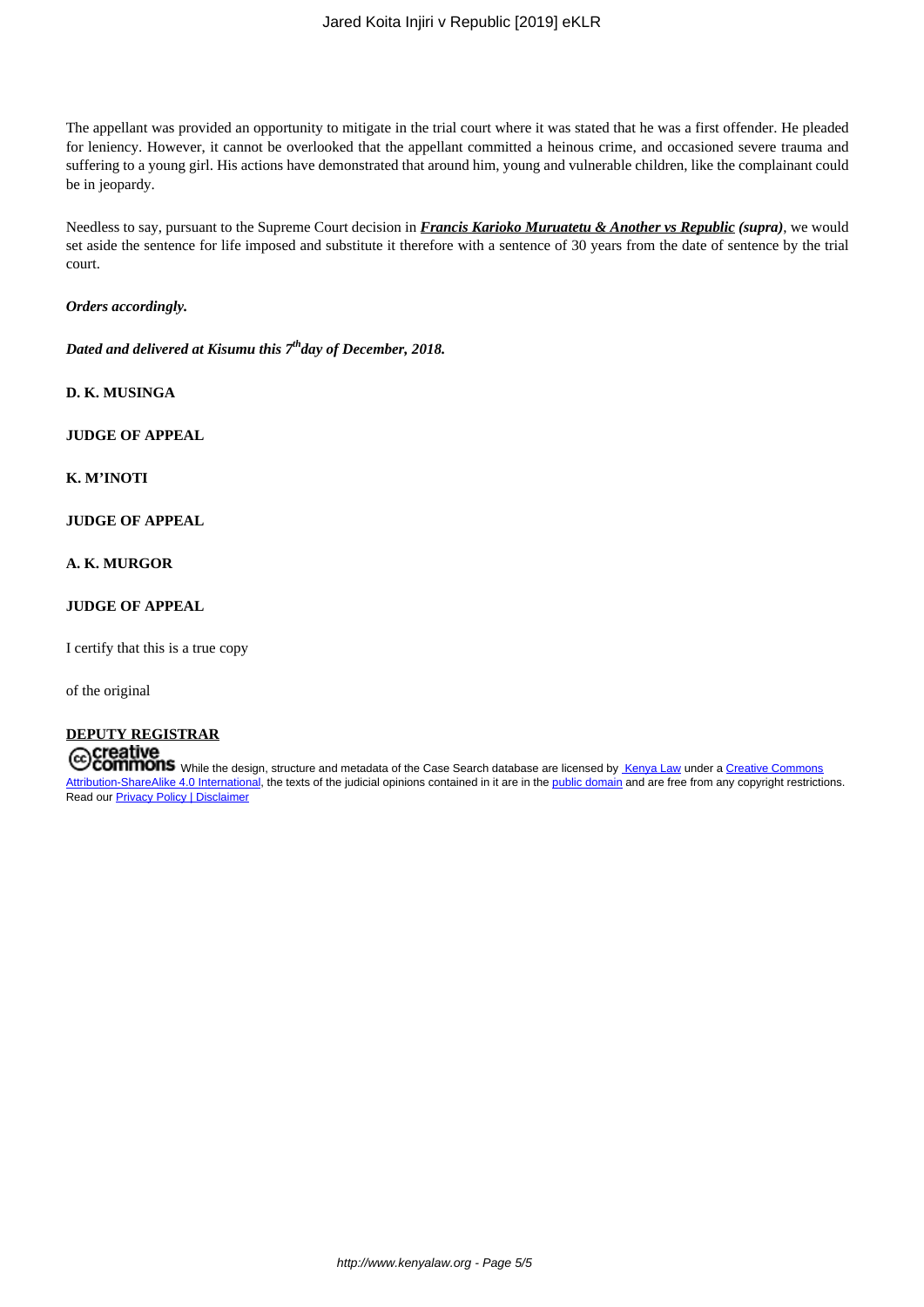The appellant was provided an opportunity to mitigate in the trial court where it was stated that he was a first offender. He pleaded for leniency. However, it cannot be overlooked that the appellant committed a heinous crime, and occasioned severe trauma and suffering to a young girl. His actions have demonstrated that around him, young and vulnerable children, like the complainant could be in jeopardy.

Needless to say, pursuant to the Supreme Court decision in ***Francis Karioko Muruatetu & Another vs Republic*** ***(supra)***, we would set aside the sentence for life imposed and substitute it therefore with a sentence of 30 years from the date of sentence by the trial court.

***Orders accordingly.***

***Dated and delivered at Kisumu this 7th day of December, 2018.***

**D. K. MUSINGA**

**JUDGE OF APPEAL**

**K. M'INOTI**

**JUDGE OF APPEAL**

**A. K. MURGOR**

**JUDGE OF APPEAL**

I certify that this is a true copy

of the original

**DEPUTY REGISTRAR**

While the design, structure and metadata of the Case Search database are licensed by Kenya Law under a Creative Commons Attribution-ShareAlike 4.0 International, the texts of the judicial opinions contained in it are in the public domain and are free from any copyright restrictions. Read our Privacy Policy | Disclaimer